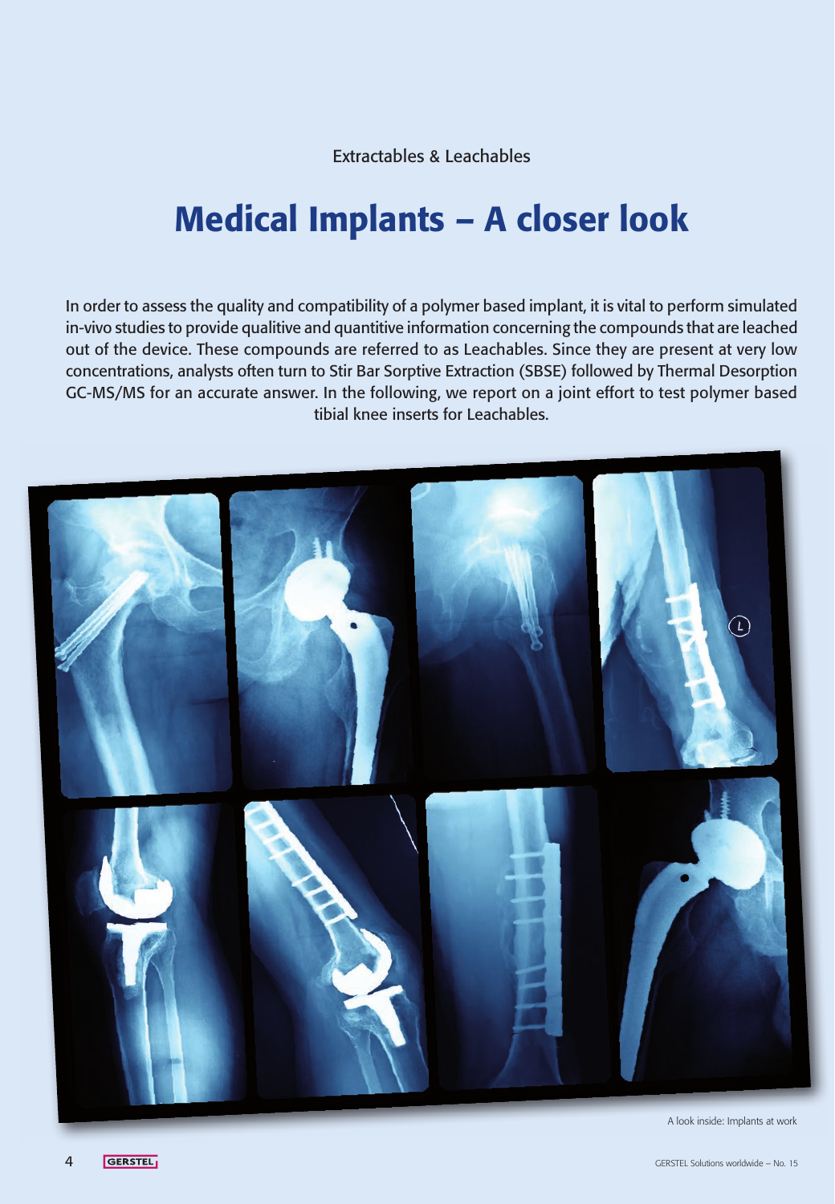Extractables & Leachables

# Medical Implants – A closer look

In order to assess the quality and compatibility of a polymer based implant, it is vital to perform simulated in-vivo studies to provide qualitive and quantitive information concerning the compounds that are leached out of the device. These compounds are referred to as Leachables. Since they are present at very low concentrations, analysts often turn to Stir Bar Sorptive Extraction (SBSE) followed by Thermal Desorption GC-MS/MS for an accurate answer. In the following, we report on a joint effort to test polymer based tibial knee inserts for Leachables.

A look inside: Implants at work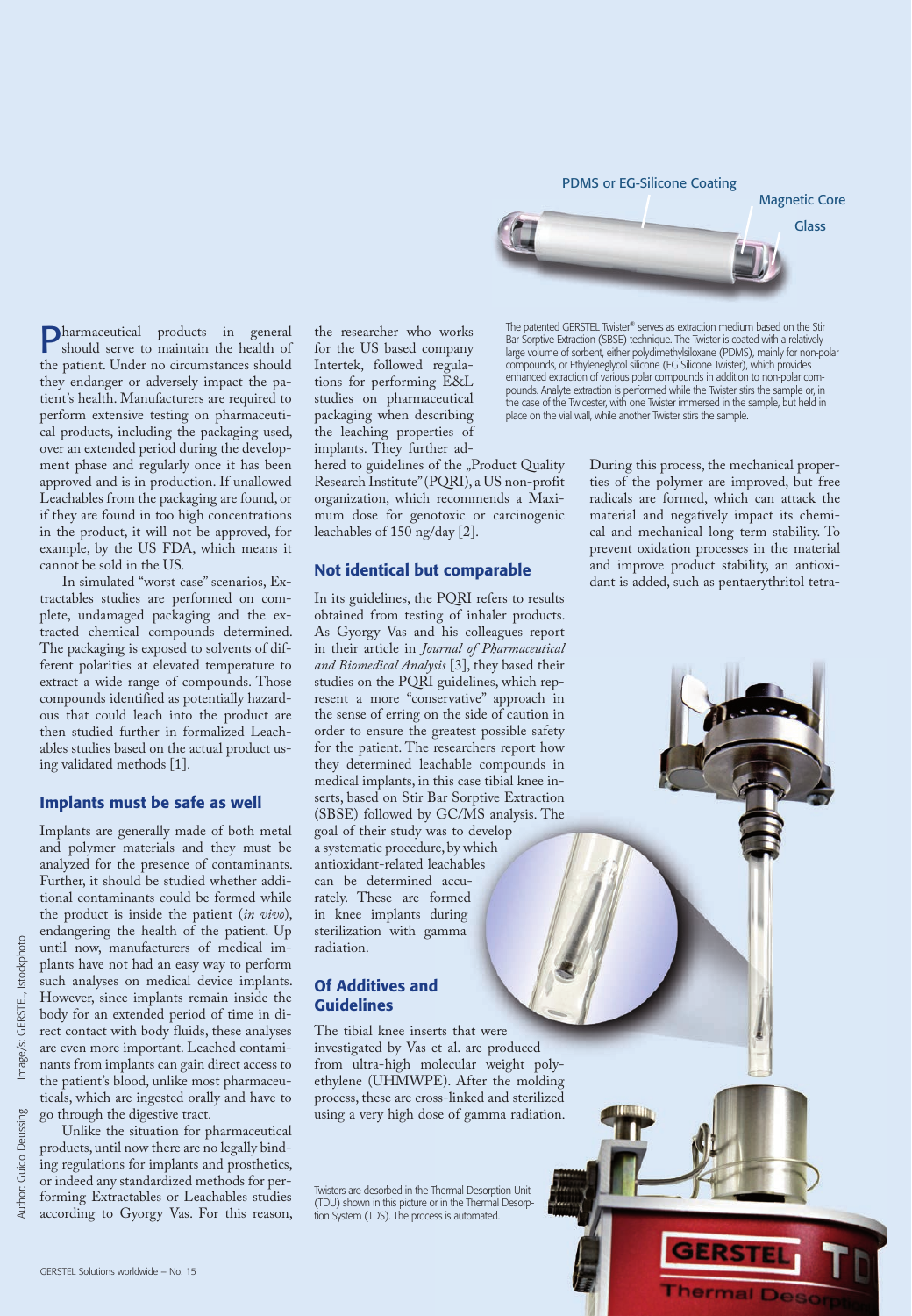PDMS or EG-Silicone Coating

Magnetic Core

Glass

The patented GERSTEL Twister® serves as extraction medium based on the Stir Bar Sorptive Extraction (SBSE) technique. The Twister is coated with a relatively large volume of sorbent, either polydimethylsiloxane (PDMS), mainly for non-polar compounds, or Ethyleneglycol silicone (EG Silicone Twister), which provides enhanced extraction of various polar compounds in addition to non-polar compounds. Analyte extraction is performed while the Twister stirs the sample or, in the case of the Twicester, with one Twister immersed in the sample, but held in place on the vial wall, while another Twister stirs the sample.

Pharmaceutical products in general should serve to maintain the health of the patient. Under no circumstances should they endanger or adversely impact the patient's health. Manufacturers are required to perform extensive testing on pharmaceutical products, including the packaging used, over an extended period during the development phase and regularly once it has been approved and is in production. If unallowed Leachables from the packaging are found, or if they are found in too high concentrations in the product, it will not be approved, for example, by the US FDA, which means it cannot be sold in the US.

In simulated "worst case" scenarios, Extractables studies are performed on complete, undamaged packaging and the extracted chemical compounds determined. The packaging is exposed to solvents of different polarities at elevated temperature to extract a wide range of compounds. Those compounds identified as potentially hazardous that could leach into the product are then studied further in formalized Leachables studies based on the actual product using validated methods [1].

## Implants must be safe as well

Implants are generally made of both metal and polymer materials and they must be analyzed for the presence of contaminants. Further, it should be studied whether additional contaminants could be formed while the product is inside the patient (*in vivo*), endangering the health of the patient. Up until now, manufacturers of medical implants have not had an easy way to perform such analyses on medical device implants. However, since implants remain inside the body for an extended period of time in direct contact with body fluids, these analyses are even more important. Leached contaminants from implants can gain direct access to the patient's blood, unlike most pharmaceuticals, which are ingested orally and have to go through the digestive tract.

Unlike the situation for pharmaceutical products, until now there are no legally binding regulations for implants and prosthetics, or indeed any standardized methods for performing Extractables or Leachables studies according to Gyorgy Vas. For this reason, the researcher who works for the US based company Intertek, followed regulations for performing E&L studies on pharmaceutical packaging when describing the leaching properties of implants. They further adhered to guidelines of the „Product Quality Research Institute" (PQRI), a US non-profit organization, which recommends a Maximum dose for genotoxic or carcinogenic leachables of 150 ng/day [2].

## Not identical but comparable

In its guidelines, the PQRI refers to results obtained from testing of inhaler products. As Gyorgy Vas and his colleagues report in their article in *Journal of Pharmaceutical and Biomedical Analysis* [3], they based their studies on the PQRI guidelines, which represent a more "conservative" approach in the sense of erring on the side of caution in order to ensure the greatest possible safety for the patient. The researchers report how they determined leachable compounds in medical implants, in this case tibial knee inserts, based on Stir Bar Sorptive Extraction (SBSE) followed by GC/MS analysis. The goal of their study was to develop a systematic procedure, by which antioxidant-related leachables can be determined accurately. These are formed in knee implants during sterilization with gamma radiation.

## Of Additives and Guidelines

The tibial knee inserts that were investigated by Vas et al. are produced from ultra-high molecular weight polyethylene (UHMWPE). After the molding process, these are cross-linked and sterilized using a very high dose of gamma radiation. During this process, the mechanical properties of the polymer are improved, but free radicals are formed, which can attack the material and negatively impact its chemical and mechanical long term stability. To prevent oxidation processes in the material and improve product stability, an antioxidant is added, such as pentaerythritol tetra-

Twisters are desorbed in the Thermal Desorption Unit (TDU) shown in this picture or in the Thermal Desorption System (TDS). The process is automated.

Author: Guido Deussing Image/s: GERSTEL, Istockphoto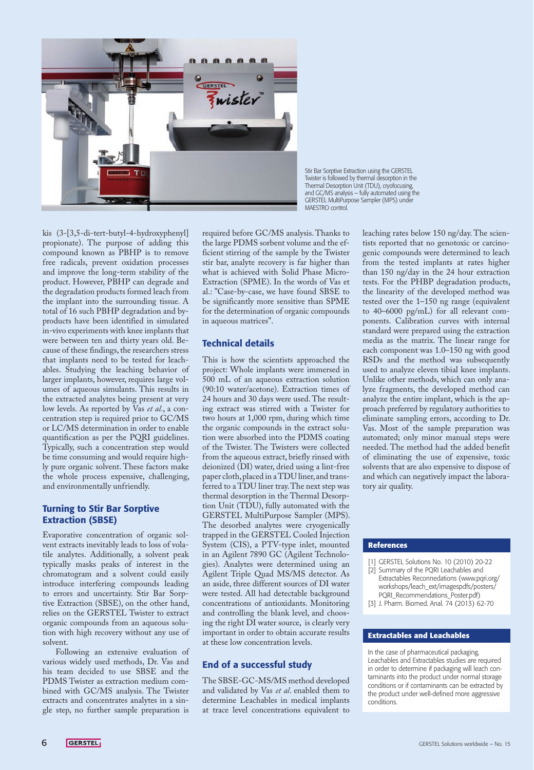Stir Bar Sorptive Extraction using the GERSTEL Twister is followed by thermal desorption in the Thermal Desorption Unit (TDU), cryofocusing, and GC/MS analysis – fully automated using the GERSTEL MultiPurpose Sampler (MPS) under MAESTRO control.

kis (3-[3,5-di-tert-butyl-4-hydroxyphenyl] propionate). The purpose of adding this compound known as PBHP is to remove free radicals, prevent oxidation processes and improve the long-term stability of the product. However, PBHP can degrade and the degradation products formed leach from the implant into the surrounding tissue. A total of 16 such PBHP degradation and by-products have been identified in simulated in-vivo experiments with knee implants that were between ten and thirty years old. Because of these findings, the researchers stress that implants need to be tested for leachables. Studying the leaching behavior of larger implants, however, requires large volumes of aqueous simulants. This results in the extracted analytes being present at very low levels. As reported by Vas *et al.*, a concentration step is required prior to GC/MS or LC/MS determination in order to enable quantification as per the PQRI guidelines. Typically, such a concentration step would be time consuming and would require highly pure organic solvent. These factors make the whole process expensive, challenging, and environmentally unfriendly.

## Turning to Stir Bar Sorptive Extraction (SBSE)

Evaporative concentration of organic solvent extracts inevitably leads to loss of volatile analytes. Additionally, a solvent peak typically masks peaks of interest in the chromatogram and a solvent could easily introduce interfering compounds leading to errors and uncertainty. Stir Bar Sorptive Extraction (SBSE), on the other hand, relies on the GERSTEL Twister to extract organic compounds from an aqueous solution with high recovery without any use of solvent.

Following an extensive evaluation of various widely used methods, Dr. Vas and his team decided to use SBSE and the PDMS Twister as extraction medium combined with GC/MS analysis. The Twister extracts and concentrates analytes in a single step, no further sample preparation is required before GC/MS analysis. Thanks to the large PDMS sorbent volume and the efficient stirring of the sample by the Twister stir bar, analyte recovery is far higher than what is achieved with Solid Phase Micro-Extraction (SPME). In the words of Vas et al.: "Case-by-case, we have found SBSE to be significantly more sensitive than SPME for the determination of organic compounds in aqueous matrices".

## Technical details

This is how the scientists approached the project: Whole implants were immersed in 500 mL of an aqueous extraction solution (90:10 water/acetone). Extraction times of 24 hours and 30 days were used. The resulting extract was stirred with a Twister for two hours at 1,000 rpm, during which time the organic compounds in the extract solution were absorbed into the PDMS coating of the Twister. The Twisters were collected from the aqueous extract, briefly rinsed with deionized (DI) water, dried using a lint-free paper cloth, placed in a TDU liner, and transferred to a TDU liner tray. The next step was thermal desorption in the Thermal Desorption Unit (TDU), fully automated with the GERSTEL MultiPurpose Sampler (MPS). The desorbed analytes were cryogenically trapped in the GERSTEL Cooled Injection System (CIS), a PTV-type inlet, mounted in an Agilent 7890 GC (Agilent Technologies). Analytes were determined using an Agilent Triple Quad MS/MS detector. As an aside, three different sources of DI water were tested. All had detectable background concentrations of antioxidants. Monitoring and controlling the blank level, and choosing the right DI water source, is clearly very important in order to obtain accurate results at these low concentration levels.

## End of a successful study

The SBSE-GC-MS/MS method developed and validated by Vas *et al*. enabled them to determine Leachables in medical implants at trace level concentrations equivalent to leaching rates below 150 ng/day. The scientists reported that no genotoxic or carcinogenic compounds were determined to leach from the tested implants at rates higher than 150 ng/day in the 24 hour extraction tests. For the PHBP degradation products, the linearity of the developed method was tested over the 1–150 ng range (equivalent to 40–6000 pg/mL) for all relevant components. Calibration curves with internal standard were prepared using the extraction media as the matrix. The linear range for each component was 1.0–150 ng with good RSDs and the method was subsequently used to analyze eleven tibial knee implants. Unlike other methods, which can only analyze fragments, the developed method can analyze the entire implant, which is the approach preferred by regulatory authorities to eliminate sampling errors, according to Dr. Vas. Most of the sample preparation was automated; only minor manual steps were needed. The method had the added benefit of eliminating the use of expensive, toxic solvents that are also expensive to dispose of and which can negatively impact the laboratory air quality.

## References

[1] GERSTEL Solutions No. 10 (2010) 20-22
[2] Summary of the PQRI Leachables and Extractables Reconnedations (www.pqri.org/workshops/leach_ext/imagespdfs/posters/PQRI_Recommendations_Poster.pdf)
[3] J. Pharm. Biomed. Anal. 74 (2013) 62-70

## Extractables and Leachables

In the case of pharmaceutical packaging, Leachables and Extractables studies are required in order to determine if packaging will leach contaminants into the product under normal storage conditions or if contaminants can be extracted by the product under well-defined more aggressive conditions.